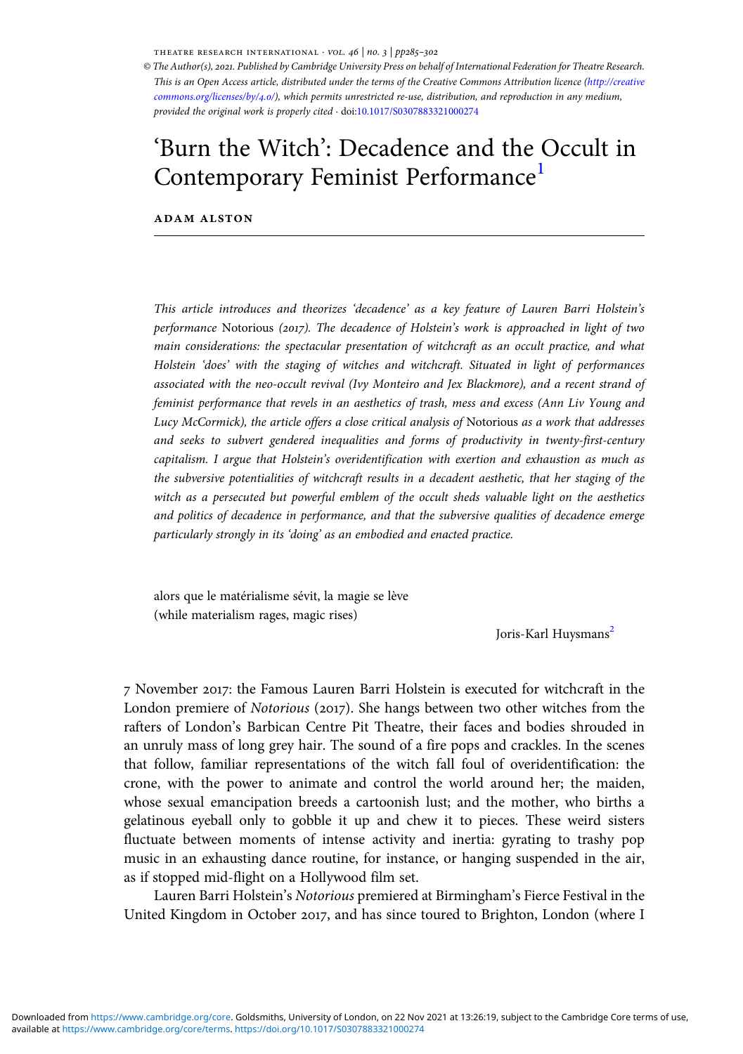© The Author(s), 2021. Published by Cambridge University Press on behalf of International Federation for Theatre Research. This is an Open Access article, distributed under the terms of the Creative Commons Attribution licence (http://creativecommons.org/licenses/by/4.0/), which permits unrestricted re-use, distribution, and reproduction in any medium, provided the original work is properly cited · doi:10.1017/S0307883321000274

# 'Burn the Witch': Decadence and the Occult in Contemporary Feminist Performance[1]

**ADAM ALSTON**

*This article introduces and theorizes 'decadence' as a key feature of Lauren Barri Holstein's performance* Notorious *(2017). The decadence of Holstein's work is approached in light of two main considerations: the spectacular presentation of witchcraft as an occult practice, and what Holstein 'does' with the staging of witches and witchcraft. Situated in light of performances associated with the neo-occult revival (Ivy Monteiro and Jex Blackmore), and a recent strand of feminist performance that revels in an aesthetics of trash, mess and excess (Ann Liv Young and Lucy McCormick), the article offers a close critical analysis of* Notorious *as a work that addresses and seeks to subvert gendered inequalities and forms of productivity in twenty-first-century capitalism. I argue that Holstein's overidentification with exertion and exhaustion as much as the subversive potentialities of witchcraft results in a decadent aesthetic, that her staging of the witch as a persecuted but powerful emblem of the occult sheds valuable light on the aesthetics and politics of decadence in performance, and that the subversive qualities of decadence emerge particularly strongly in its 'doing' as an embodied and enacted practice.*

alors que le matérialisme sévit, la magie se lève
(while materialism rages, magic rises)

Joris-Karl Huysmans[2]

7 November 2017: the Famous Lauren Barri Holstein is executed for witchcraft in the London premiere of *Notorious* (2017). She hangs between two other witches from the rafters of London's Barbican Centre Pit Theatre, their faces and bodies shrouded in an unruly mass of long grey hair. The sound of a fire pops and crackles. In the scenes that follow, familiar representations of the witch fall foul of overidentification: the crone, with the power to animate and control the world around her; the maiden, whose sexual emancipation breeds a cartoonish lust; and the mother, who births a gelatinous eyeball only to gobble it up and chew it to pieces. These weird sisters fluctuate between moments of intense activity and inertia: gyrating to trashy pop music in an exhausting dance routine, for instance, or hanging suspended in the air, as if stopped mid-flight on a Hollywood film set.

Lauren Barri Holstein's *Notorious* premiered at Birmingham's Fierce Festival in the United Kingdom in October 2017, and has since toured to Brighton, London (where I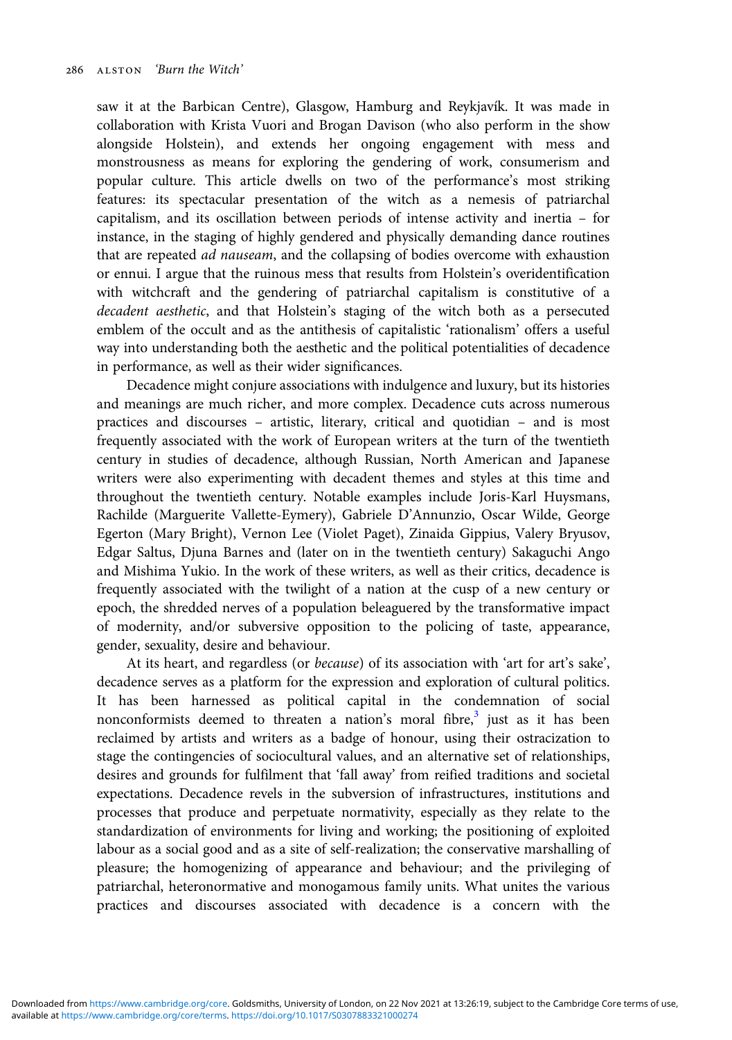saw it at the Barbican Centre), Glasgow, Hamburg and Reykjavík. It was made in collaboration with Krista Vuori and Brogan Davison (who also perform in the show alongside Holstein), and extends her ongoing engagement with mess and monstrousness as means for exploring the gendering of work, consumerism and popular culture. This article dwells on two of the performance's most striking features: its spectacular presentation of the witch as a nemesis of patriarchal capitalism, and its oscillation between periods of intense activity and inertia – for instance, in the staging of highly gendered and physically demanding dance routines that are repeated *ad nauseam*, and the collapsing of bodies overcome with exhaustion or ennui. I argue that the ruinous mess that results from Holstein's overidentification with witchcraft and the gendering of patriarchal capitalism is constitutive of a *decadent aesthetic*, and that Holstein's staging of the witch both as a persecuted emblem of the occult and as the antithesis of capitalistic 'rationalism' offers a useful way into understanding both the aesthetic and the political potentialities of decadence in performance, as well as their wider significances.

Decadence might conjure associations with indulgence and luxury, but its histories and meanings are much richer, and more complex. Decadence cuts across numerous practices and discourses – artistic, literary, critical and quotidian – and is most frequently associated with the work of European writers at the turn of the twentieth century in studies of decadence, although Russian, North American and Japanese writers were also experimenting with decadent themes and styles at this time and throughout the twentieth century. Notable examples include Joris-Karl Huysmans, Rachilde (Marguerite Vallette-Eymery), Gabriele D'Annunzio, Oscar Wilde, George Egerton (Mary Bright), Vernon Lee (Violet Paget), Zinaida Gippius, Valery Bryusov, Edgar Saltus, Djuna Barnes and (later on in the twentieth century) Sakaguchi Ango and Mishima Yukio. In the work of these writers, as well as their critics, decadence is frequently associated with the twilight of a nation at the cusp of a new century or epoch, the shredded nerves of a population beleaguered by the transformative impact of modernity, and/or subversive opposition to the policing of taste, appearance, gender, sexuality, desire and behaviour.

At its heart, and regardless (or *because*) of its association with 'art for art's sake', decadence serves as a platform for the expression and exploration of cultural politics. It has been harnessed as political capital in the condemnation of social nonconformists deemed to threaten a nation's moral fibre,[3] just as it has been reclaimed by artists and writers as a badge of honour, using their ostracization to stage the contingencies of sociocultural values, and an alternative set of relationships, desires and grounds for fulfilment that 'fall away' from reified traditions and societal expectations. Decadence revels in the subversion of infrastructures, institutions and processes that produce and perpetuate normativity, especially as they relate to the standardization of environments for living and working; the positioning of exploited labour as a social good and as a site of self-realization; the conservative marshalling of pleasure; the homogenizing of appearance and behaviour; and the privileging of patriarchal, heteronormative and monogamous family units. What unites the various practices and discourses associated with decadence is a concern with the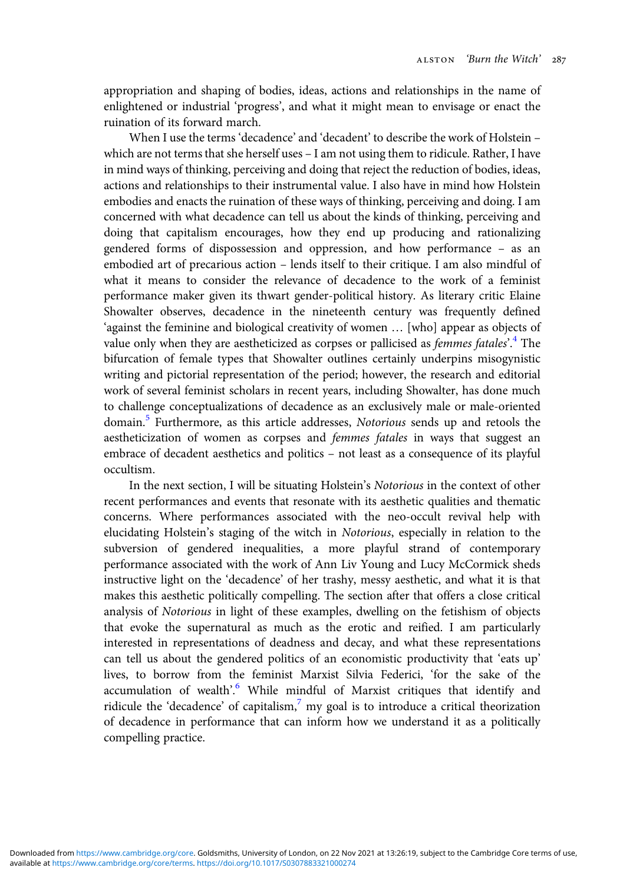appropriation and shaping of bodies, ideas, actions and relationships in the name of enlightened or industrial 'progress', and what it might mean to envisage or enact the ruination of its forward march.

When I use the terms 'decadence' and 'decadent' to describe the work of Holstein – which are not terms that she herself uses – I am not using them to ridicule. Rather, I have in mind ways of thinking, perceiving and doing that reject the reduction of bodies, ideas, actions and relationships to their instrumental value. I also have in mind how Holstein embodies and enacts the ruination of these ways of thinking, perceiving and doing. I am concerned with what decadence can tell us about the kinds of thinking, perceiving and doing that capitalism encourages, how they end up producing and rationalizing gendered forms of dispossession and oppression, and how performance – as an embodied art of precarious action – lends itself to their critique. I am also mindful of what it means to consider the relevance of decadence to the work of a feminist performance maker given its thwart gender-political history. As literary critic Elaine Showalter observes, decadence in the nineteenth century was frequently defined 'against the feminine and biological creativity of women … [who] appear as objects of value only when they are aestheticized as corpses or pallicised as *femmes fatales*'.[4] The bifurcation of female types that Showalter outlines certainly underpins misogynistic writing and pictorial representation of the period; however, the research and editorial work of several feminist scholars in recent years, including Showalter, has done much to challenge conceptualizations of decadence as an exclusively male or male-oriented domain.[5] Furthermore, as this article addresses, *Notorious* sends up and retools the aestheticization of women as corpses and *femmes fatales* in ways that suggest an embrace of decadent aesthetics and politics – not least as a consequence of its playful occultism.

In the next section, I will be situating Holstein's *Notorious* in the context of other recent performances and events that resonate with its aesthetic qualities and thematic concerns. Where performances associated with the neo-occult revival help with elucidating Holstein's staging of the witch in *Notorious*, especially in relation to the subversion of gendered inequalities, a more playful strand of contemporary performance associated with the work of Ann Liv Young and Lucy McCormick sheds instructive light on the 'decadence' of her trashy, messy aesthetic, and what it is that makes this aesthetic politically compelling. The section after that offers a close critical analysis of *Notorious* in light of these examples, dwelling on the fetishism of objects that evoke the supernatural as much as the erotic and reified. I am particularly interested in representations of deadness and decay, and what these representations can tell us about the gendered politics of an economistic productivity that 'eats up' lives, to borrow from the feminist Marxist Silvia Federici, 'for the sake of the accumulation of wealth'.[6] While mindful of Marxist critiques that identify and ridicule the 'decadence' of capitalism,[7] my goal is to introduce a critical theorization of decadence in performance that can inform how we understand it as a politically compelling practice.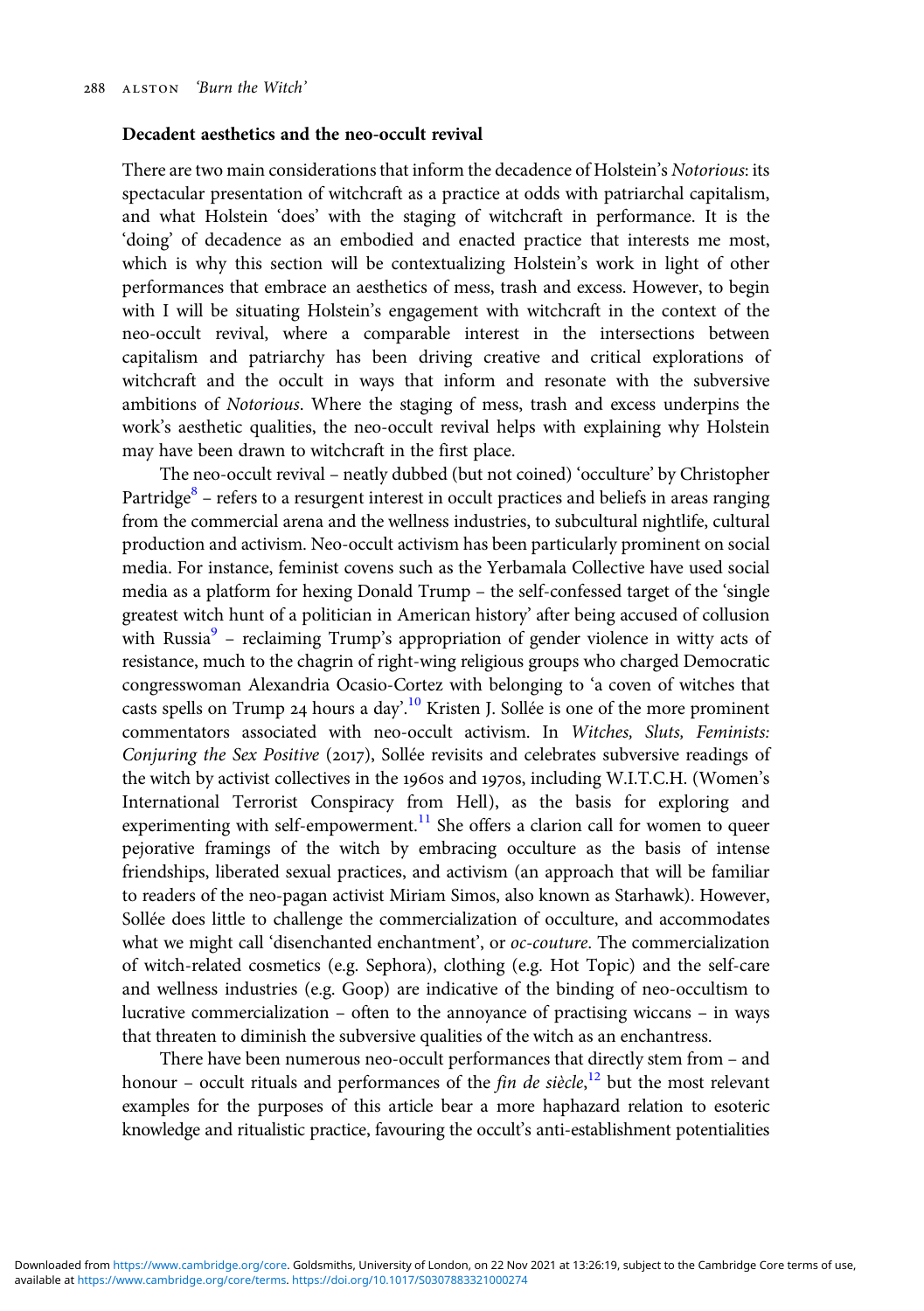### Decadent aesthetics and the neo-occult revival

There are two main considerations that inform the decadence of Holstein's *Notorious*: its spectacular presentation of witchcraft as a practice at odds with patriarchal capitalism, and what Holstein 'does' with the staging of witchcraft in performance. It is the 'doing' of decadence as an embodied and enacted practice that interests me most, which is why this section will be contextualizing Holstein's work in light of other performances that embrace an aesthetics of mess, trash and excess. However, to begin with I will be situating Holstein's engagement with witchcraft in the context of the neo-occult revival, where a comparable interest in the intersections between capitalism and patriarchy has been driving creative and critical explorations of witchcraft and the occult in ways that inform and resonate with the subversive ambitions of *Notorious*. Where the staging of mess, trash and excess underpins the work's aesthetic qualities, the neo-occult revival helps with explaining why Holstein may have been drawn to witchcraft in the first place.

The neo-occult revival – neatly dubbed (but not coined) 'occulture' by Christopher Partridge[8] – refers to a resurgent interest in occult practices and beliefs in areas ranging from the commercial arena and the wellness industries, to subcultural nightlife, cultural production and activism. Neo-occult activism has been particularly prominent on social media. For instance, feminist covens such as the Yerbamala Collective have used social media as a platform for hexing Donald Trump – the self-confessed target of the 'single greatest witch hunt of a politician in American history' after being accused of collusion with Russia[9] – reclaiming Trump's appropriation of gender violence in witty acts of resistance, much to the chagrin of right-wing religious groups who charged Democratic congresswoman Alexandria Ocasio-Cortez with belonging to 'a coven of witches that casts spells on Trump 24 hours a day'.[10] Kristen J. Sollée is one of the more prominent commentators associated with neo-occult activism. In *Witches, Sluts, Feminists: Conjuring the Sex Positive* (2017), Sollée revisits and celebrates subversive readings of the witch by activist collectives in the 1960s and 1970s, including W.I.T.C.H. (Women's International Terrorist Conspiracy from Hell), as the basis for exploring and experimenting with self-empowerment.[11] She offers a clarion call for women to queer pejorative framings of the witch by embracing occulture as the basis of intense friendships, liberated sexual practices, and activism (an approach that will be familiar to readers of the neo-pagan activist Miriam Simos, also known as Starhawk). However, Sollée does little to challenge the commercialization of occulture, and accommodates what we might call 'disenchanted enchantment', or *oc-couture*. The commercialization of witch-related cosmetics (e.g. Sephora), clothing (e.g. Hot Topic) and the self-care and wellness industries (e.g. Goop) are indicative of the binding of neo-occultism to lucrative commercialization – often to the annoyance of practising wiccans – in ways that threaten to diminish the subversive qualities of the witch as an enchantress.

There have been numerous neo-occult performances that directly stem from – and honour – occult rituals and performances of the *fin de siècle*,[12] but the most relevant examples for the purposes of this article bear a more haphazard relation to esoteric knowledge and ritualistic practice, favouring the occult's anti-establishment potentialities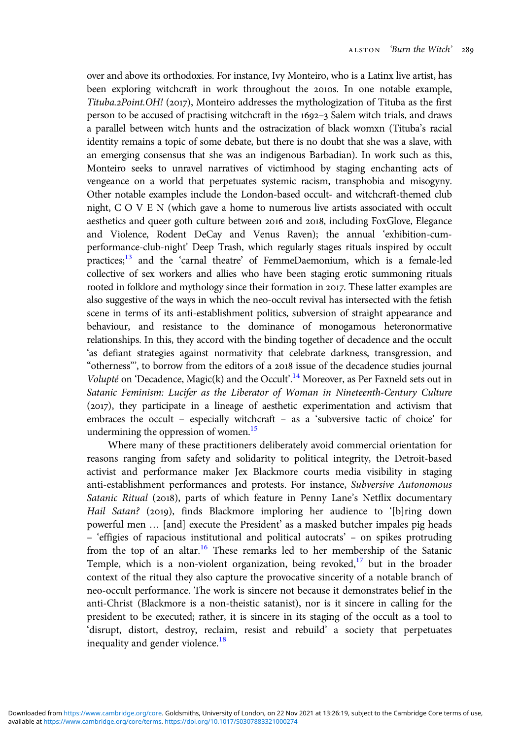over and above its orthodoxies. For instance, Ivy Monteiro, who is a Latinx live artist, has been exploring witchcraft in work throughout the 2010s. In one notable example, *Tituba.2Point.OH!* (2017), Monteiro addresses the mythologization of Tituba as the first person to be accused of practising witchcraft in the 1692–3 Salem witch trials, and draws a parallel between witch hunts and the ostracization of black womxn (Tituba's racial identity remains a topic of some debate, but there is no doubt that she was a slave, with an emerging consensus that she was an indigenous Barbadian). In work such as this, Monteiro seeks to unravel narratives of victimhood by staging enchanting acts of vengeance on a world that perpetuates systemic racism, transphobia and misogyny. Other notable examples include the London-based occult- and witchcraft-themed club night, C O V E N (which gave a home to numerous live artists associated with occult aesthetics and queer goth culture between 2016 and 2018, including FoxGlove, Elegance and Violence, Rodent DeCay and Venus Raven); the annual 'exhibition-cum-performance-club-night' Deep Trash, which regularly stages rituals inspired by occult practices;[13] and the 'carnal theatre' of FemmeDaemonium, which is a female-led collective of sex workers and allies who have been staging erotic summoning rituals rooted in folklore and mythology since their formation in 2017. These latter examples are also suggestive of the ways in which the neo-occult revival has intersected with the fetish scene in terms of its anti-establishment politics, subversion of straight appearance and behaviour, and resistance to the dominance of monogamous heteronormative relationships. In this, they accord with the binding together of decadence and the occult 'as defiant strategies against normativity that celebrate darkness, transgression, and "otherness"', to borrow from the editors of a 2018 issue of the decadence studies journal *Volupté* on 'Decadence, Magic(k) and the Occult'.[14] Moreover, as Per Faxneld sets out in *Satanic Feminism: Lucifer as the Liberator of Woman in Nineteenth-Century Culture* (2017), they participate in a lineage of aesthetic experimentation and activism that embraces the occult – especially witchcraft – as a 'subversive tactic of choice' for undermining the oppression of women.[15]

Where many of these practitioners deliberately avoid commercial orientation for reasons ranging from safety and solidarity to political integrity, the Detroit-based activist and performance maker Jex Blackmore courts media visibility in staging anti-establishment performances and protests. For instance, *Subversive Autonomous Satanic Ritual* (2018), parts of which feature in Penny Lane's Netflix documentary *Hail Satan?* (2019), finds Blackmore imploring her audience to '[b]ring down powerful men … [and] execute the President' as a masked butcher impales pig heads – 'effigies of rapacious institutional and political autocrats' – on spikes protruding from the top of an altar.[16] These remarks led to her membership of the Satanic Temple, which is a non-violent organization, being revoked,[17] but in the broader context of the ritual they also capture the provocative sincerity of a notable branch of neo-occult performance. The work is sincere not because it demonstrates belief in the anti-Christ (Blackmore is a non-theistic satanist), nor is it sincere in calling for the president to be executed; rather, it is sincere in its staging of the occult as a tool to 'disrupt, distort, destroy, reclaim, resist and rebuild' a society that perpetuates inequality and gender violence.[18]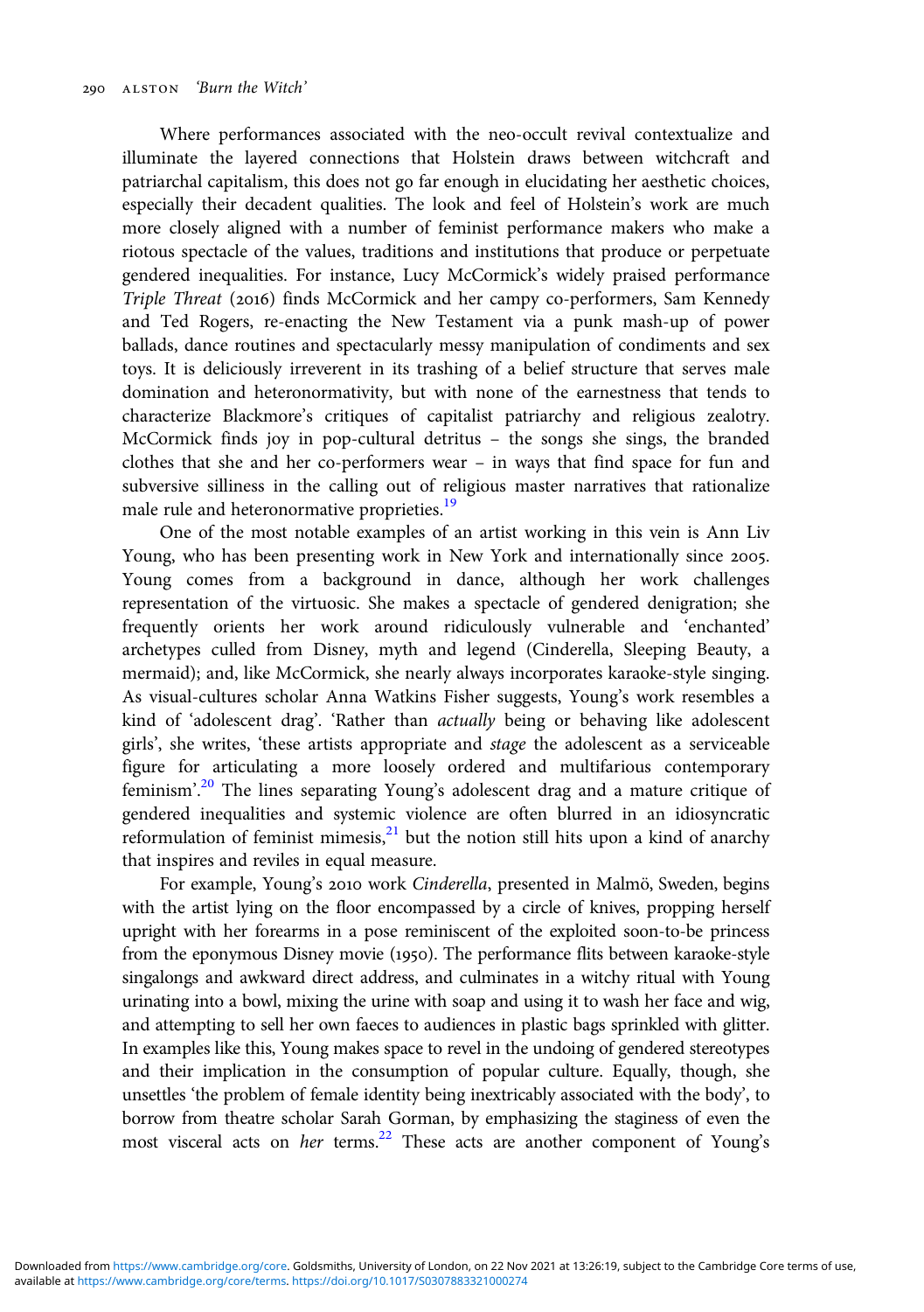Where performances associated with the neo-occult revival contextualize and illuminate the layered connections that Holstein draws between witchcraft and patriarchal capitalism, this does not go far enough in elucidating her aesthetic choices, especially their decadent qualities. The look and feel of Holstein's work are much more closely aligned with a number of feminist performance makers who make a riotous spectacle of the values, traditions and institutions that produce or perpetuate gendered inequalities. For instance, Lucy McCormick's widely praised performance *Triple Threat* (2016) finds McCormick and her campy co-performers, Sam Kennedy and Ted Rogers, re-enacting the New Testament via a punk mash-up of power ballads, dance routines and spectacularly messy manipulation of condiments and sex toys. It is deliciously irreverent in its trashing of a belief structure that serves male domination and heteronormativity, but with none of the earnestness that tends to characterize Blackmore's critiques of capitalist patriarchy and religious zealotry. McCormick finds joy in pop-cultural detritus – the songs she sings, the branded clothes that she and her co-performers wear – in ways that find space for fun and subversive silliness in the calling out of religious master narratives that rationalize male rule and heteronormative proprieties.[19]

One of the most notable examples of an artist working in this vein is Ann Liv Young, who has been presenting work in New York and internationally since 2005. Young comes from a background in dance, although her work challenges representation of the virtuosic. She makes a spectacle of gendered denigration; she frequently orients her work around ridiculously vulnerable and 'enchanted' archetypes culled from Disney, myth and legend (Cinderella, Sleeping Beauty, a mermaid); and, like McCormick, she nearly always incorporates karaoke-style singing. As visual-cultures scholar Anna Watkins Fisher suggests, Young's work resembles a kind of 'adolescent drag'. 'Rather than *actually* being or behaving like adolescent girls', she writes, 'these artists appropriate and *stage* the adolescent as a serviceable figure for articulating a more loosely ordered and multifarious contemporary feminism'.[20] The lines separating Young's adolescent drag and a mature critique of gendered inequalities and systemic violence are often blurred in an idiosyncratic reformulation of feminist mimesis,[21] but the notion still hits upon a kind of anarchy that inspires and reviles in equal measure.

For example, Young's 2010 work *Cinderella*, presented in Malmö, Sweden, begins with the artist lying on the floor encompassed by a circle of knives, propping herself upright with her forearms in a pose reminiscent of the exploited soon-to-be princess from the eponymous Disney movie (1950). The performance flits between karaoke-style singalongs and awkward direct address, and culminates in a witchy ritual with Young urinating into a bowl, mixing the urine with soap and using it to wash her face and wig, and attempting to sell her own faeces to audiences in plastic bags sprinkled with glitter. In examples like this, Young makes space to revel in the undoing of gendered stereotypes and their implication in the consumption of popular culture. Equally, though, she unsettles 'the problem of female identity being inextricably associated with the body', to borrow from theatre scholar Sarah Gorman, by emphasizing the staginess of even the most visceral acts on *her* terms.[22] These acts are another component of Young's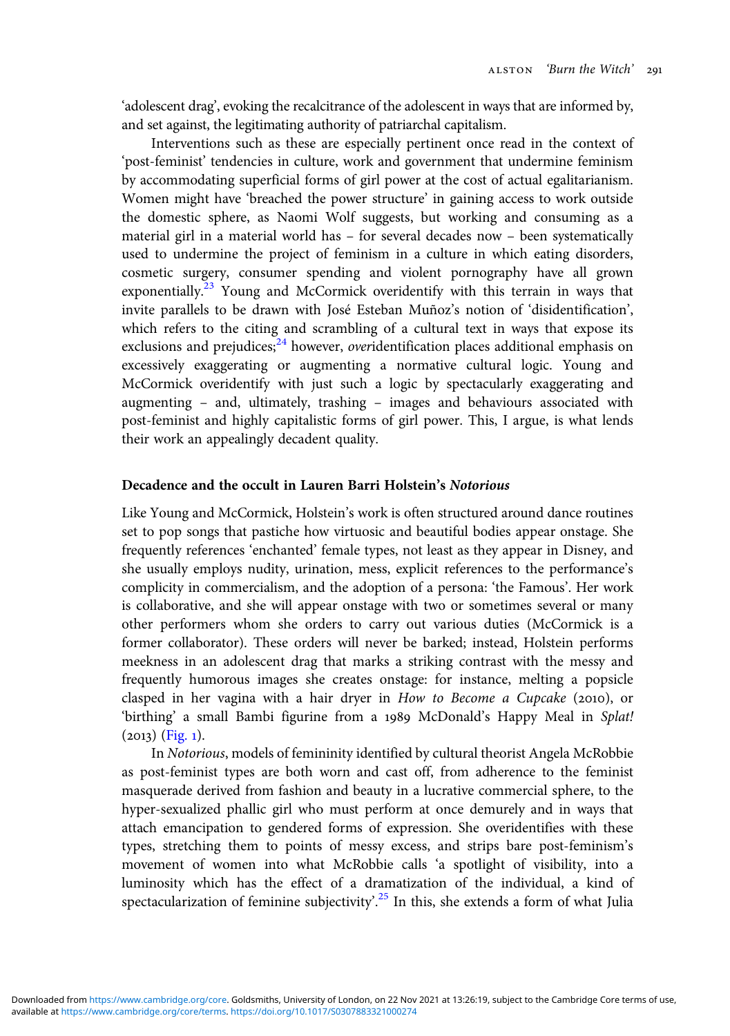'adolescent drag', evoking the recalcitrance of the adolescent in ways that are informed by, and set against, the legitimating authority of patriarchal capitalism.

Interventions such as these are especially pertinent once read in the context of 'post-feminist' tendencies in culture, work and government that undermine feminism by accommodating superficial forms of girl power at the cost of actual egalitarianism. Women might have 'breached the power structure' in gaining access to work outside the domestic sphere, as Naomi Wolf suggests, but working and consuming as a material girl in a material world has – for several decades now – been systematically used to undermine the project of feminism in a culture in which eating disorders, cosmetic surgery, consumer spending and violent pornography have all grown exponentially.[23] Young and McCormick overidentify with this terrain in ways that invite parallels to be drawn with José Esteban Muñoz's notion of 'disidentification', which refers to the citing and scrambling of a cultural text in ways that expose its exclusions and prejudices;[24] however, *over*identification places additional emphasis on excessively exaggerating or augmenting a normative cultural logic. Young and McCormick overidentify with just such a logic by spectacularly exaggerating and augmenting – and, ultimately, trashing – images and behaviours associated with post-feminist and highly capitalistic forms of girl power. This, I argue, is what lends their work an appealingly decadent quality.

## Decadence and the occult in Lauren Barri Holstein's *Notorious*

Like Young and McCormick, Holstein's work is often structured around dance routines set to pop songs that pastiche how virtuosic and beautiful bodies appear onstage. She frequently references 'enchanted' female types, not least as they appear in Disney, and she usually employs nudity, urination, mess, explicit references to the performance's complicity in commercialism, and the adoption of a persona: 'the Famous'. Her work is collaborative, and she will appear onstage with two or sometimes several or many other performers whom she orders to carry out various duties (McCormick is a former collaborator). These orders will never be barked; instead, Holstein performs meekness in an adolescent drag that marks a striking contrast with the messy and frequently humorous images she creates onstage: for instance, melting a popsicle clasped in her vagina with a hair dryer in *How to Become a Cupcake* (2010), or 'birthing' a small Bambi figurine from a 1989 McDonald's Happy Meal in *Splat!* (2013) (Fig. 1).

In *Notorious*, models of femininity identified by cultural theorist Angela McRobbie as post-feminist types are both worn and cast off, from adherence to the feminist masquerade derived from fashion and beauty in a lucrative commercial sphere, to the hyper-sexualized phallic girl who must perform at once demurely and in ways that attach emancipation to gendered forms of expression. She overidentifies with these types, stretching them to points of messy excess, and strips bare post-feminism's movement of women into what McRobbie calls 'a spotlight of visibility, into a luminosity which has the effect of a dramatization of the individual, a kind of spectacularization of feminine subjectivity'.[25] In this, she extends a form of what Julia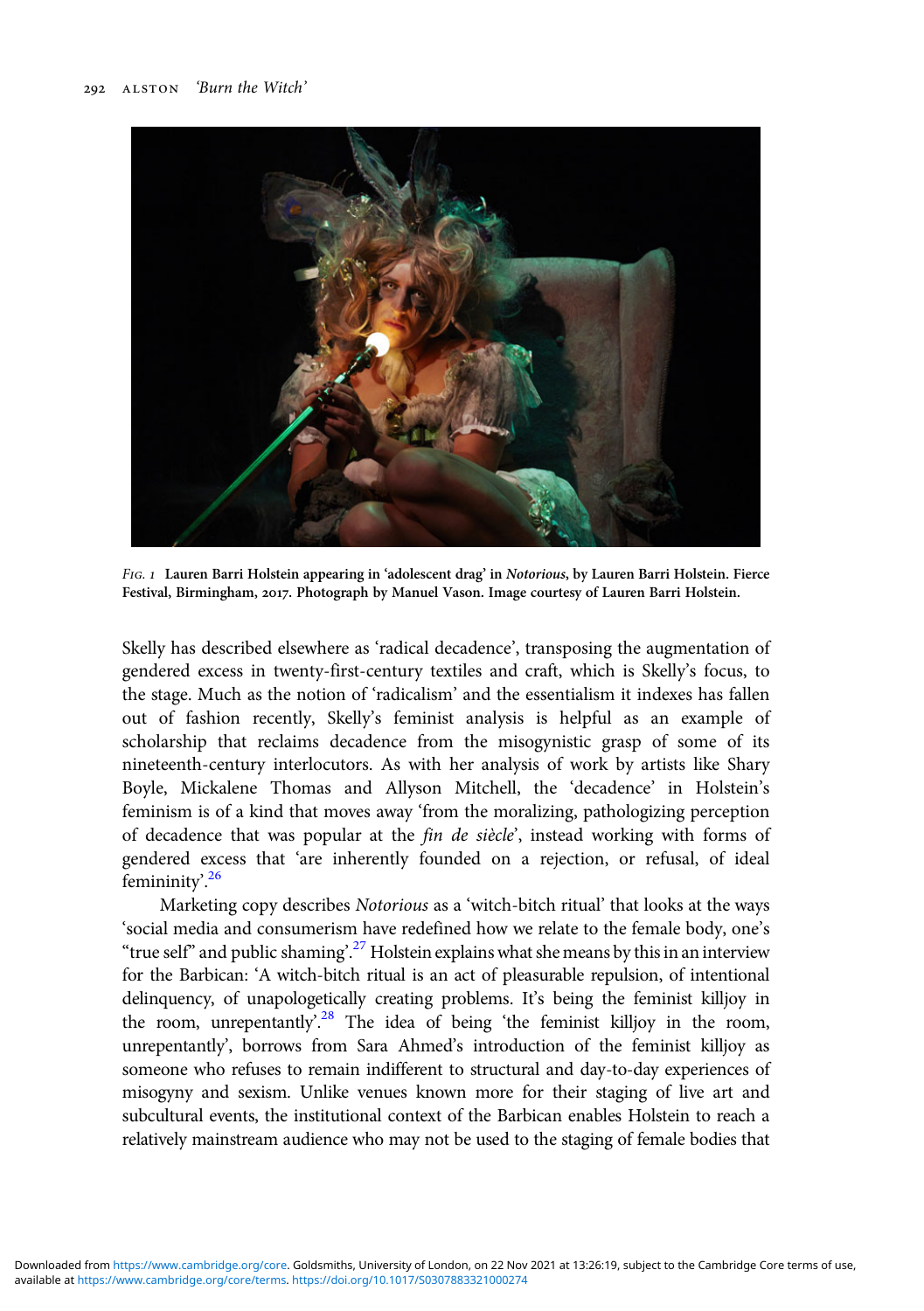*Fig. 1* **Lauren Barri Holstein appearing in 'adolescent drag' in *Notorious*, by Lauren Barri Holstein. Fierce Festival, Birmingham, 2017. Photograph by Manuel Vason. Image courtesy of Lauren Barri Holstein.**

Skelly has described elsewhere as 'radical decadence', transposing the augmentation of gendered excess in twenty-first-century textiles and craft, which is Skelly's focus, to the stage. Much as the notion of 'radicalism' and the essentialism it indexes has fallen out of fashion recently, Skelly's feminist analysis is helpful as an example of scholarship that reclaims decadence from the misogynistic grasp of some of its nineteenth-century interlocutors. As with her analysis of work by artists like Shary Boyle, Mickalene Thomas and Allyson Mitchell, the 'decadence' in Holstein's feminism is of a kind that moves away 'from the moralizing, pathologizing perception of decadence that was popular at the *fin de siècle*', instead working with forms of gendered excess that 'are inherently founded on a rejection, or refusal, of ideal femininity'.[26]

Marketing copy describes *Notorious* as a 'witch-bitch ritual' that looks at the ways 'social media and consumerism have redefined how we relate to the female body, one's "true self" and public shaming'.[27] Holstein explains what she means by this in an interview for the Barbican: 'A witch-bitch ritual is an act of pleasurable repulsion, of intentional delinquency, of unapologetically creating problems. It's being the feminist killjoy in the room, unrepentantly'.[28] The idea of being 'the feminist killjoy in the room, unrepentantly', borrows from Sara Ahmed's introduction of the feminist killjoy as someone who refuses to remain indifferent to structural and day-to-day experiences of misogyny and sexism. Unlike venues known more for their staging of live art and subcultural events, the institutional context of the Barbican enables Holstein to reach a relatively mainstream audience who may not be used to the staging of female bodies that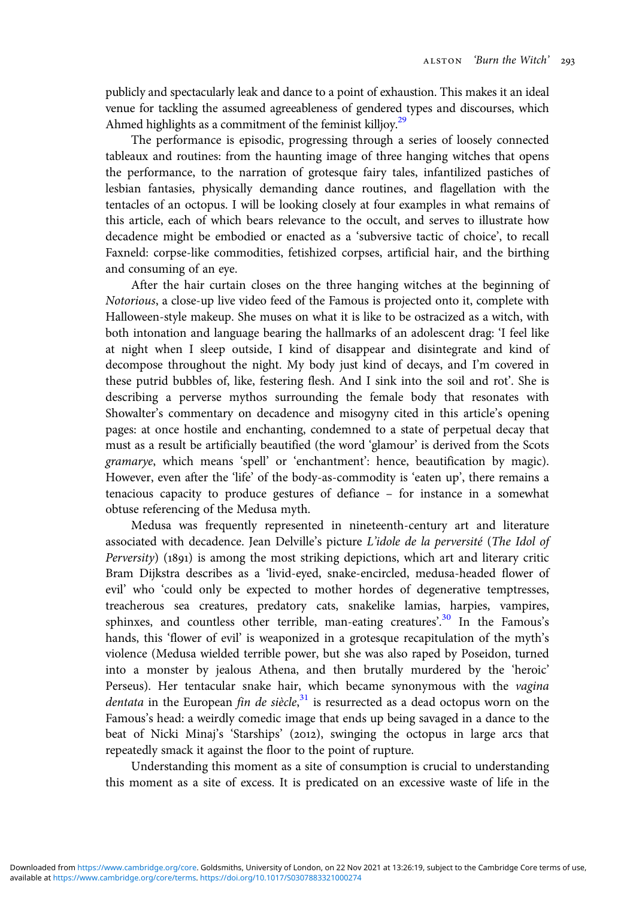publicly and spectacularly leak and dance to a point of exhaustion. This makes it an ideal venue for tackling the assumed agreeableness of gendered types and discourses, which Ahmed highlights as a commitment of the feminist killjoy.[29]

The performance is episodic, progressing through a series of loosely connected tableaux and routines: from the haunting image of three hanging witches that opens the performance, to the narration of grotesque fairy tales, infantilized pastiches of lesbian fantasies, physically demanding dance routines, and flagellation with the tentacles of an octopus. I will be looking closely at four examples in what remains of this article, each of which bears relevance to the occult, and serves to illustrate how decadence might be embodied or enacted as a 'subversive tactic of choice', to recall Faxneld: corpse-like commodities, fetishized corpses, artificial hair, and the birthing and consuming of an eye.

After the hair curtain closes on the three hanging witches at the beginning of *Notorious*, a close-up live video feed of the Famous is projected onto it, complete with Halloween-style makeup. She muses on what it is like to be ostracized as a witch, with both intonation and language bearing the hallmarks of an adolescent drag: 'I feel like at night when I sleep outside, I kind of disappear and disintegrate and kind of decompose throughout the night. My body just kind of decays, and I'm covered in these putrid bubbles of, like, festering flesh. And I sink into the soil and rot'. She is describing a perverse mythos surrounding the female body that resonates with Showalter's commentary on decadence and misogyny cited in this article's opening pages: at once hostile and enchanting, condemned to a state of perpetual decay that must as a result be artificially beautified (the word 'glamour' is derived from the Scots *gramarye*, which means 'spell' or 'enchantment': hence, beautification by magic). However, even after the 'life' of the body-as-commodity is 'eaten up', there remains a tenacious capacity to produce gestures of defiance – for instance in a somewhat obtuse referencing of the Medusa myth.

Medusa was frequently represented in nineteenth-century art and literature associated with decadence. Jean Delville's picture *L'idole de la perversité* (*The Idol of Perversity*) (1891) is among the most striking depictions, which art and literary critic Bram Dijkstra describes as a 'livid-eyed, snake-encircled, medusa-headed flower of evil' who 'could only be expected to mother hordes of degenerative temptresses, treacherous sea creatures, predatory cats, snakelike lamias, harpies, vampires, sphinxes, and countless other terrible, man-eating creatures'.[30] In the Famous's hands, this 'flower of evil' is weaponized in a grotesque recapitulation of the myth's violence (Medusa wielded terrible power, but she was also raped by Poseidon, turned into a monster by jealous Athena, and then brutally murdered by the 'heroic' Perseus). Her tentacular snake hair, which became synonymous with the *vagina dentata* in the European *fin de siècle*,[31] is resurrected as a dead octopus worn on the Famous's head: a weirdly comedic image that ends up being savaged in a dance to the beat of Nicki Minaj's 'Starships' (2012), swinging the octopus in large arcs that repeatedly smack it against the floor to the point of rupture.

Understanding this moment as a site of consumption is crucial to understanding this moment as a site of excess. It is predicated on an excessive waste of life in the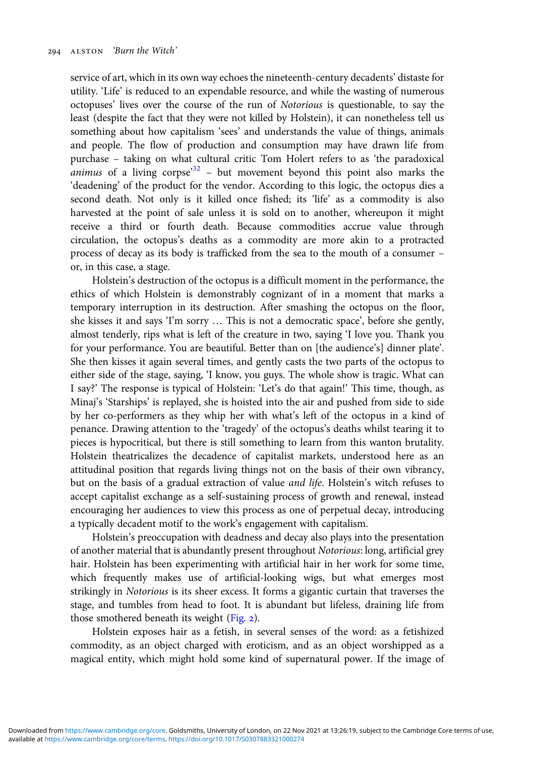service of art, which in its own way echoes the nineteenth-century decadents' distaste for utility. 'Life' is reduced to an expendable resource, and while the wasting of numerous octopuses' lives over the course of the run of *Notorious* is questionable, to say the least (despite the fact that they were not killed by Holstein), it can nonetheless tell us something about how capitalism 'sees' and understands the value of things, animals and people. The flow of production and consumption may have drawn life from purchase – taking on what cultural critic Tom Holert refers to as 'the paradoxical *animus* of a living corpse'[32] – but movement beyond this point also marks the 'deadening' of the product for the vendor. According to this logic, the octopus dies a second death. Not only is it killed once fished; its 'life' as a commodity is also harvested at the point of sale unless it is sold on to another, whereupon it might receive a third or fourth death. Because commodities accrue value through circulation, the octopus's deaths as a commodity are more akin to a protracted process of decay as its body is trafficked from the sea to the mouth of a consumer – or, in this case, a stage.

Holstein's destruction of the octopus is a difficult moment in the performance, the ethics of which Holstein is demonstrably cognizant of in a moment that marks a temporary interruption in its destruction. After smashing the octopus on the floor, she kisses it and says 'I'm sorry … This is not a democratic space', before she gently, almost tenderly, rips what is left of the creature in two, saying 'I love you. Thank you for your performance. You are beautiful. Better than on [the audience's] dinner plate'. She then kisses it again several times, and gently casts the two parts of the octopus to either side of the stage, saying, 'I know, you guys. The whole show is tragic. What can I say?' The response is typical of Holstein: 'Let's do that again!' This time, though, as Minaj's 'Starships' is replayed, she is hoisted into the air and pushed from side to side by her co-performers as they whip her with what's left of the octopus in a kind of penance. Drawing attention to the 'tragedy' of the octopus's deaths whilst tearing it to pieces is hypocritical, but there is still something to learn from this wanton brutality. Holstein theatricalizes the decadence of capitalist markets, understood here as an attitudinal position that regards living things not on the basis of their own vibrancy, but on the basis of a gradual extraction of value *and life*. Holstein's witch refuses to accept capitalist exchange as a self-sustaining process of growth and renewal, instead encouraging her audiences to view this process as one of perpetual decay, introducing a typically decadent motif to the work's engagement with capitalism.

Holstein's preoccupation with deadness and decay also plays into the presentation of another material that is abundantly present throughout *Notorious*: long, artificial grey hair. Holstein has been experimenting with artificial hair in her work for some time, which frequently makes use of artificial-looking wigs, but what emerges most strikingly in *Notorious* is its sheer excess. It forms a gigantic curtain that traverses the stage, and tumbles from head to foot. It is abundant but lifeless, draining life from those smothered beneath its weight (Fig. 2).

Holstein exposes hair as a fetish, in several senses of the word: as a fetishized commodity, as an object charged with eroticism, and as an object worshipped as a magical entity, which might hold some kind of supernatural power. If the image of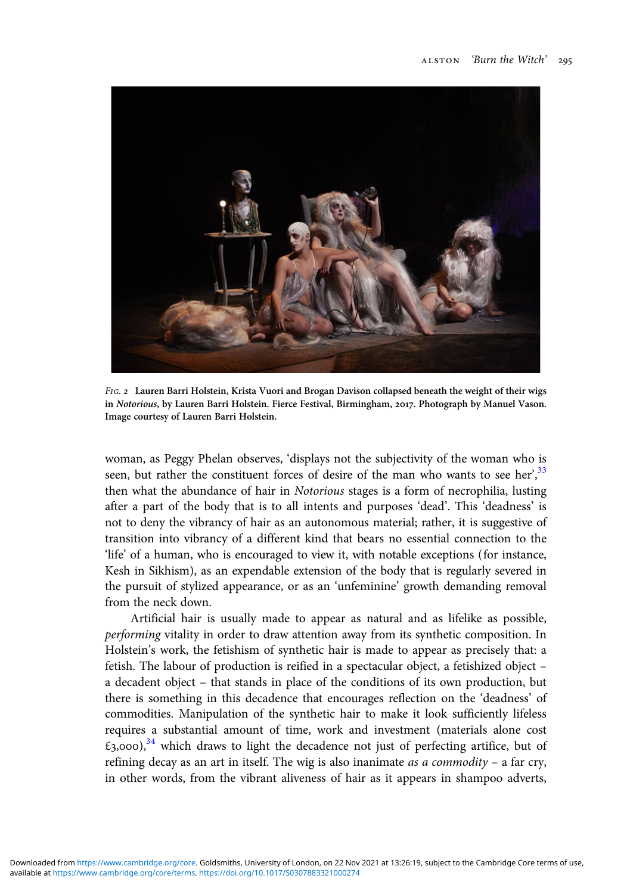*Fig. 2* **Lauren Barri Holstein, Krista Vuori and Brogan Davison collapsed beneath the weight of their wigs in *Notorious*, by Lauren Barri Holstein. Fierce Festival, Birmingham, 2017. Photograph by Manuel Vason. Image courtesy of Lauren Barri Holstein.**

woman, as Peggy Phelan observes, 'displays not the subjectivity of the woman who is seen, but rather the constituent forces of desire of the man who wants to see her',[33] then what the abundance of hair in *Notorious* stages is a form of necrophilia, lusting after a part of the body that is to all intents and purposes 'dead'. This 'deadness' is not to deny the vibrancy of hair as an autonomous material; rather, it is suggestive of transition into vibrancy of a different kind that bears no essential connection to the 'life' of a human, who is encouraged to view it, with notable exceptions (for instance, Kesh in Sikhism), as an expendable extension of the body that is regularly severed in the pursuit of stylized appearance, or as an 'unfeminine' growth demanding removal from the neck down.

Artificial hair is usually made to appear as natural and as lifelike as possible, *performing* vitality in order to draw attention away from its synthetic composition. In Holstein's work, the fetishism of synthetic hair is made to appear as precisely that: a fetish. The labour of production is reified in a spectacular object, a fetishized object – a decadent object – that stands in place of the conditions of its own production, but there is something in this decadence that encourages reflection on the 'deadness' of commodities. Manipulation of the synthetic hair to make it look sufficiently lifeless requires a substantial amount of time, work and investment (materials alone cost £3,000),[34] which draws to light the decadence not just of perfecting artifice, but of refining decay as an art in itself. The wig is also inanimate *as a commodity* – a far cry, in other words, from the vibrant aliveness of hair as it appears in shampoo adverts,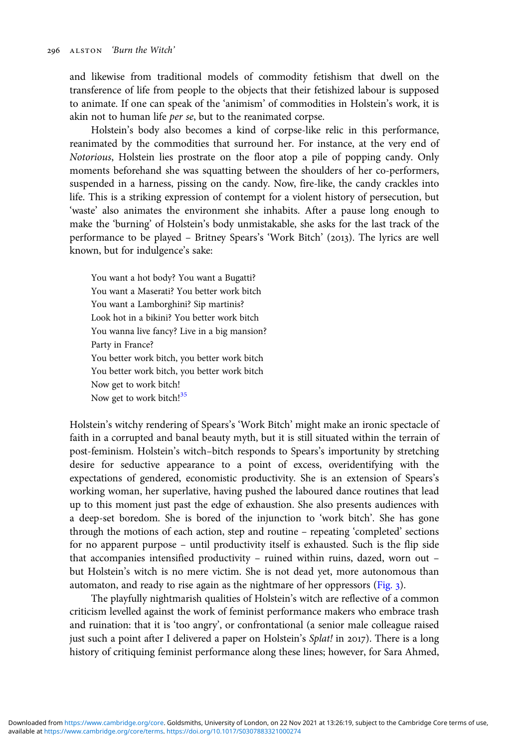and likewise from traditional models of commodity fetishism that dwell on the transference of life from people to the objects that their fetishized labour is supposed to animate. If one can speak of the 'animism' of commodities in Holstein's work, it is akin not to human life *per se*, but to the reanimated corpse.

Holstein's body also becomes a kind of corpse-like relic in this performance, reanimated by the commodities that surround her. For instance, at the very end of *Notorious*, Holstein lies prostrate on the floor atop a pile of popping candy. Only moments beforehand she was squatting between the shoulders of her co-performers, suspended in a harness, pissing on the candy. Now, fire-like, the candy crackles into life. This is a striking expression of contempt for a violent history of persecution, but 'waste' also animates the environment she inhabits. After a pause long enough to make the 'burning' of Holstein's body unmistakable, she asks for the last track of the performance to be played – Britney Spears's 'Work Bitch' (2013). The lyrics are well known, but for indulgence's sake:

> You want a hot body? You want a Bugatti?
> You want a Maserati? You better work bitch
> You want a Lamborghini? Sip martinis?
> Look hot in a bikini? You better work bitch
> You wanna live fancy? Live in a big mansion?
> Party in France?
> You better work bitch, you better work bitch
> You better work bitch, you better work bitch
> Now get to work bitch!
> Now get to work bitch![35]

Holstein's witchy rendering of Spears's 'Work Bitch' might make an ironic spectacle of faith in a corrupted and banal beauty myth, but it is still situated within the terrain of post-feminism. Holstein's witch–bitch responds to Spears's importunity by stretching desire for seductive appearance to a point of excess, overidentifying with the expectations of gendered, economistic productivity. She is an extension of Spears's working woman, her superlative, having pushed the laboured dance routines that lead up to this moment just past the edge of exhaustion. She also presents audiences with a deep-set boredom. She is bored of the injunction to 'work bitch'. She has gone through the motions of each action, step and routine – repeating 'completed' sections for no apparent purpose – until productivity itself is exhausted. Such is the flip side that accompanies intensified productivity – ruined within ruins, dazed, worn out – but Holstein's witch is no mere victim. She is not dead yet, more autonomous than automaton, and ready to rise again as the nightmare of her oppressors (Fig. 3).

The playfully nightmarish qualities of Holstein's witch are reflective of a common criticism levelled against the work of feminist performance makers who embrace trash and ruination: that it is 'too angry', or confrontational (a senior male colleague raised just such a point after I delivered a paper on Holstein's *Splat!* in 2017). There is a long history of critiquing feminist performance along these lines; however, for Sara Ahmed,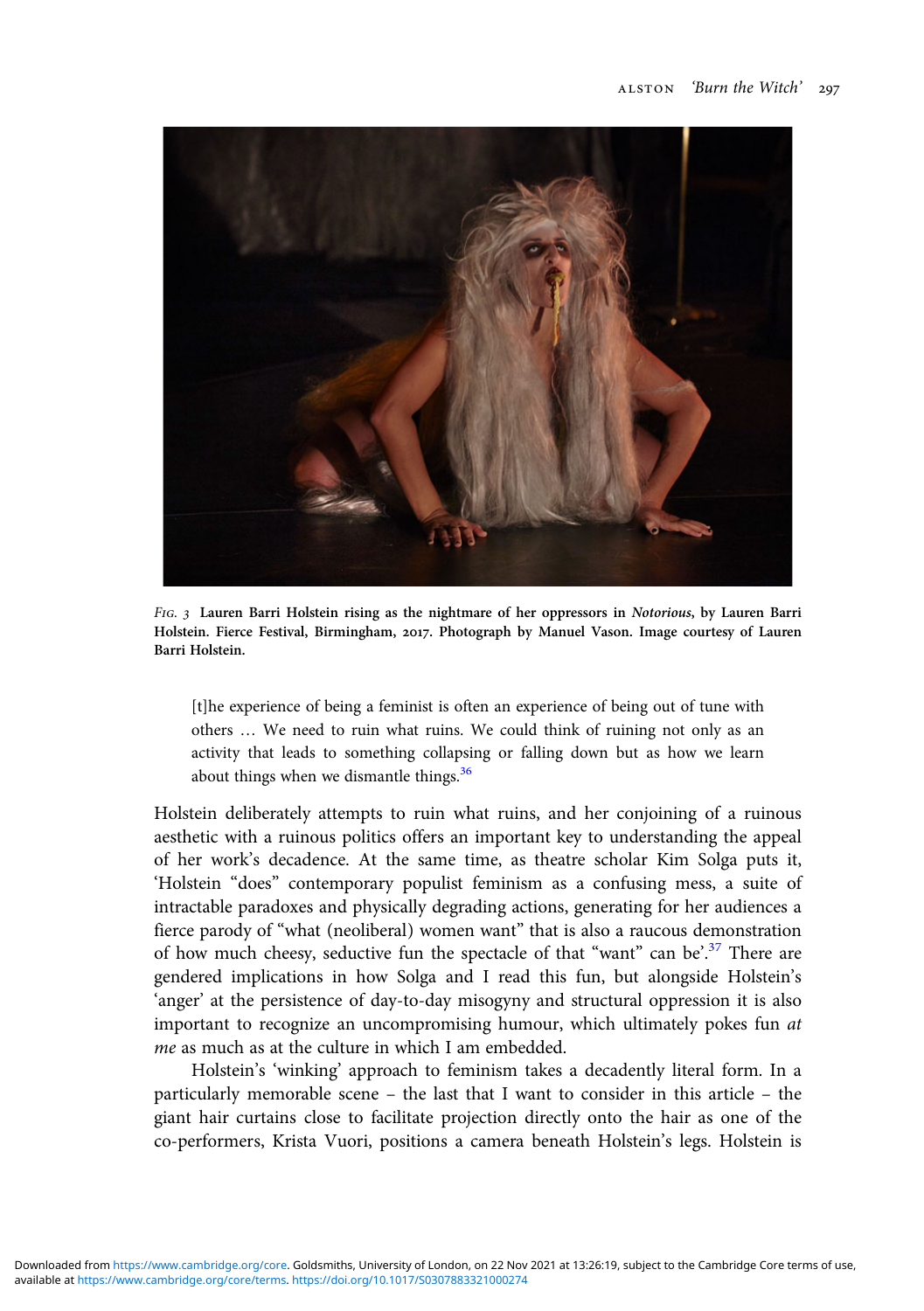*Fig. 3* **Lauren Barri Holstein rising as the nightmare of her oppressors in *Notorious*, by Lauren Barri Holstein. Fierce Festival, Birmingham, 2017. Photograph by Manuel Vason. Image courtesy of Lauren Barri Holstein.**

> [t]he experience of being a feminist is often an experience of being out of tune with others … We need to ruin what ruins. We could think of ruining not only as an activity that leads to something collapsing or falling down but as how we learn about things when we dismantle things.[36]

Holstein deliberately attempts to ruin what ruins, and her conjoining of a ruinous aesthetic with a ruinous politics offers an important key to understanding the appeal of her work's decadence. At the same time, as theatre scholar Kim Solga puts it, 'Holstein "does" contemporary populist feminism as a confusing mess, a suite of intractable paradoxes and physically degrading actions, generating for her audiences a fierce parody of "what (neoliberal) women want" that is also a raucous demonstration of how much cheesy, seductive fun the spectacle of that "want" can be'.[37] There are gendered implications in how Solga and I read this fun, but alongside Holstein's 'anger' at the persistence of day-to-day misogyny and structural oppression it is also important to recognize an uncompromising humour, which ultimately pokes fun *at me* as much as at the culture in which I am embedded.

Holstein's 'winking' approach to feminism takes a decadently literal form. In a particularly memorable scene – the last that I want to consider in this article – the giant hair curtains close to facilitate projection directly onto the hair as one of the co-performers, Krista Vuori, positions a camera beneath Holstein's legs. Holstein is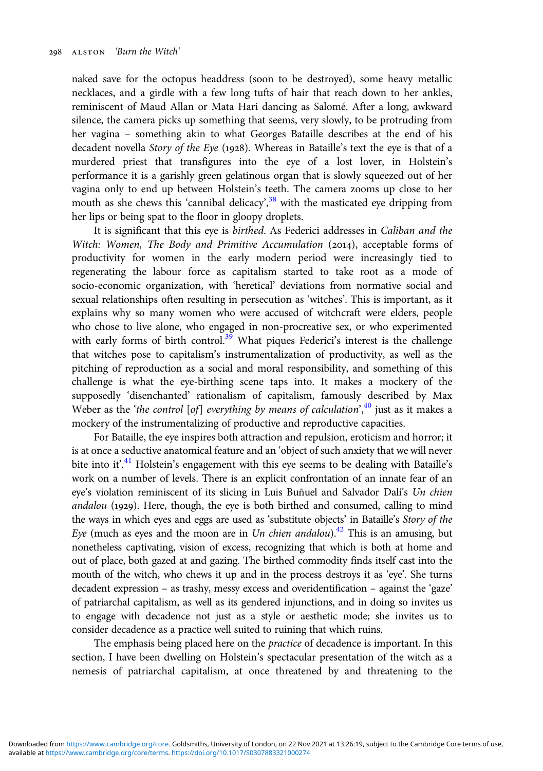naked save for the octopus headdress (soon to be destroyed), some heavy metallic necklaces, and a girdle with a few long tufts of hair that reach down to her ankles, reminiscent of Maud Allan or Mata Hari dancing as Salomé. After a long, awkward silence, the camera picks up something that seems, very slowly, to be protruding from her vagina – something akin to what Georges Bataille describes at the end of his decadent novella *Story of the Eye* (1928). Whereas in Bataille's text the eye is that of a murdered priest that transfigures into the eye of a lost lover, in Holstein's performance it is a garishly green gelatinous organ that is slowly squeezed out of her vagina only to end up between Holstein's teeth. The camera zooms up close to her mouth as she chews this 'cannibal delicacy',[38] with the masticated eye dripping from her lips or being spat to the floor in gloopy droplets.

It is significant that this eye is *birthed*. As Federici addresses in *Caliban and the Witch: Women, The Body and Primitive Accumulation* (2014), acceptable forms of productivity for women in the early modern period were increasingly tied to regenerating the labour force as capitalism started to take root as a mode of socio-economic organization, with 'heretical' deviations from normative social and sexual relationships often resulting in persecution as 'witches'. This is important, as it explains why so many women who were accused of witchcraft were elders, people who chose to live alone, who engaged in non-procreative sex, or who experimented with early forms of birth control.[39] What piques Federici's interest is the challenge that witches pose to capitalism's instrumentalization of productivity, as well as the pitching of reproduction as a social and moral responsibility, and something of this challenge is what the eye-birthing scene taps into. It makes a mockery of the supposedly 'disenchanted' rationalism of capitalism, famously described by Max Weber as the '*the control [of] everything by means of calculation*',[40] just as it makes a mockery of the instrumentalizing of productive and reproductive capacities.

For Bataille, the eye inspires both attraction and repulsion, eroticism and horror; it is at once a seductive anatomical feature and an 'object of such anxiety that we will never bite into it'.[41] Holstein's engagement with this eye seems to be dealing with Bataille's work on a number of levels. There is an explicit confrontation of an innate fear of an eye's violation reminiscent of its slicing in Luis Buñuel and Salvador Dalí's *Un chien andalou* (1929). Here, though, the eye is both birthed and consumed, calling to mind the ways in which eyes and eggs are used as 'substitute objects' in Bataille's *Story of the Eye* (much as eyes and the moon are in *Un chien andalou*).[42] This is an amusing, but nonetheless captivating, vision of excess, recognizing that which is both at home and out of place, both gazed at and gazing. The birthed commodity finds itself cast into the mouth of the witch, who chews it up and in the process destroys it as 'eye'. She turns decadent expression – as trashy, messy excess and overidentification – against the 'gaze' of patriarchal capitalism, as well as its gendered injunctions, and in doing so invites us to engage with decadence not just as a style or aesthetic mode; she invites us to consider decadence as a practice well suited to ruining that which ruins.

The emphasis being placed here on the *practice* of decadence is important. In this section, I have been dwelling on Holstein's spectacular presentation of the witch as a nemesis of patriarchal capitalism, at once threatened by and threatening to the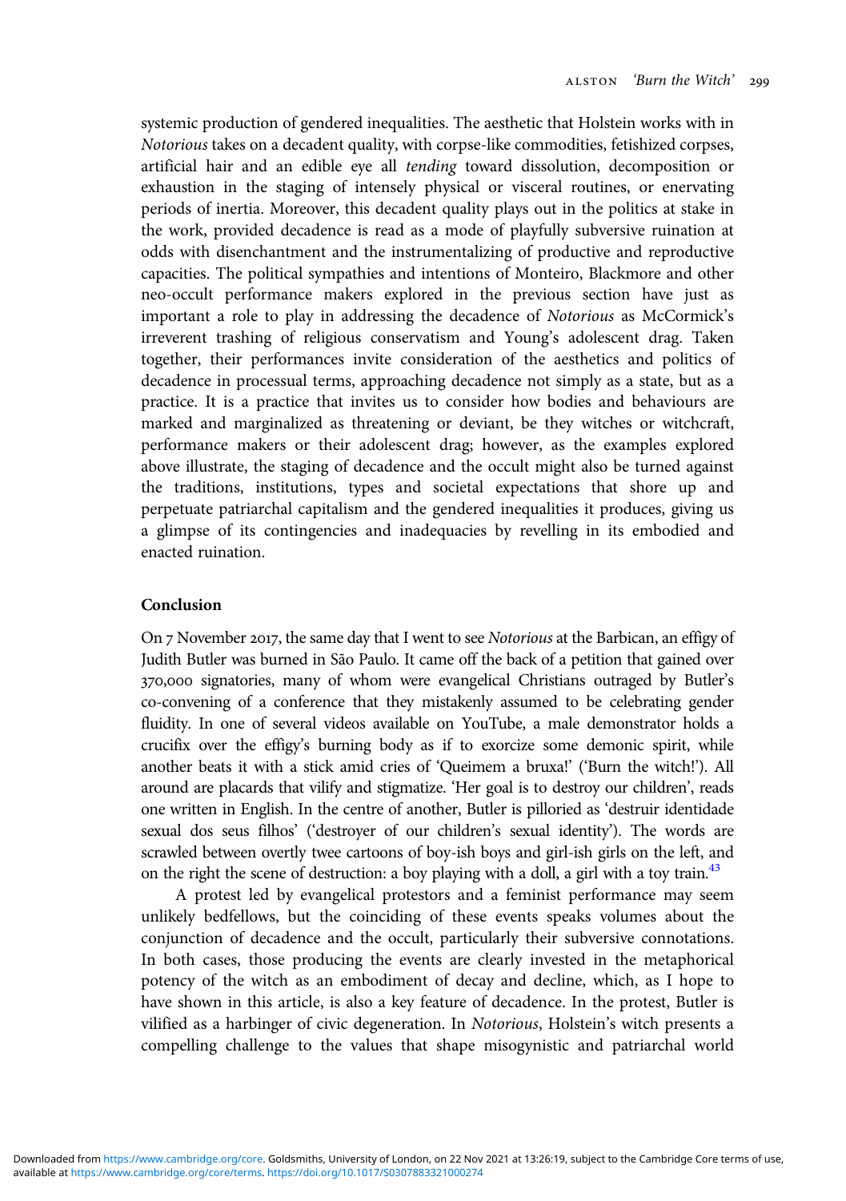systemic production of gendered inequalities. The aesthetic that Holstein works with in *Notorious* takes on a decadent quality, with corpse-like commodities, fetishized corpses, artificial hair and an edible eye all *tending* toward dissolution, decomposition or exhaustion in the staging of intensely physical or visceral routines, or enervating periods of inertia. Moreover, this decadent quality plays out in the politics at stake in the work, provided decadence is read as a mode of playfully subversive ruination at odds with disenchantment and the instrumentalizing of productive and reproductive capacities. The political sympathies and intentions of Monteiro, Blackmore and other neo-occult performance makers explored in the previous section have just as important a role to play in addressing the decadence of *Notorious* as McCormick's irreverent trashing of religious conservatism and Young's adolescent drag. Taken together, their performances invite consideration of the aesthetics and politics of decadence in processual terms, approaching decadence not simply as a state, but as a practice. It is a practice that invites us to consider how bodies and behaviours are marked and marginalized as threatening or deviant, be they witches or witchcraft, performance makers or their adolescent drag; however, as the examples explored above illustrate, the staging of decadence and the occult might also be turned against the traditions, institutions, types and societal expectations that shore up and perpetuate patriarchal capitalism and the gendered inequalities it produces, giving us a glimpse of its contingencies and inadequacies by revelling in its embodied and enacted ruination.

## Conclusion

On 7 November 2017, the same day that I went to see *Notorious* at the Barbican, an effigy of Judith Butler was burned in São Paulo. It came off the back of a petition that gained over 370,000 signatories, many of whom were evangelical Christians outraged by Butler's co-convening of a conference that they mistakenly assumed to be celebrating gender fluidity. In one of several videos available on YouTube, a male demonstrator holds a crucifix over the effigy's burning body as if to exorcize some demonic spirit, while another beats it with a stick amid cries of 'Queimem a bruxa!' ('Burn the witch!'). All around are placards that vilify and stigmatize. 'Her goal is to destroy our children', reads one written in English. In the centre of another, Butler is pilloried as 'destruir identidade sexual dos seus filhos' ('destroyer of our children's sexual identity'). The words are scrawled between overtly twee cartoons of boy-ish boys and girl-ish girls on the left, and on the right the scene of destruction: a boy playing with a doll, a girl with a toy train.[43]

A protest led by evangelical protestors and a feminist performance may seem unlikely bedfellows, but the coinciding of these events speaks volumes about the conjunction of decadence and the occult, particularly their subversive connotations. In both cases, those producing the events are clearly invested in the metaphorical potency of the witch as an embodiment of decay and decline, which, as I hope to have shown in this article, is also a key feature of decadence. In the protest, Butler is vilified as a harbinger of civic degeneration. In *Notorious*, Holstein's witch presents a compelling challenge to the values that shape misogynistic and patriarchal world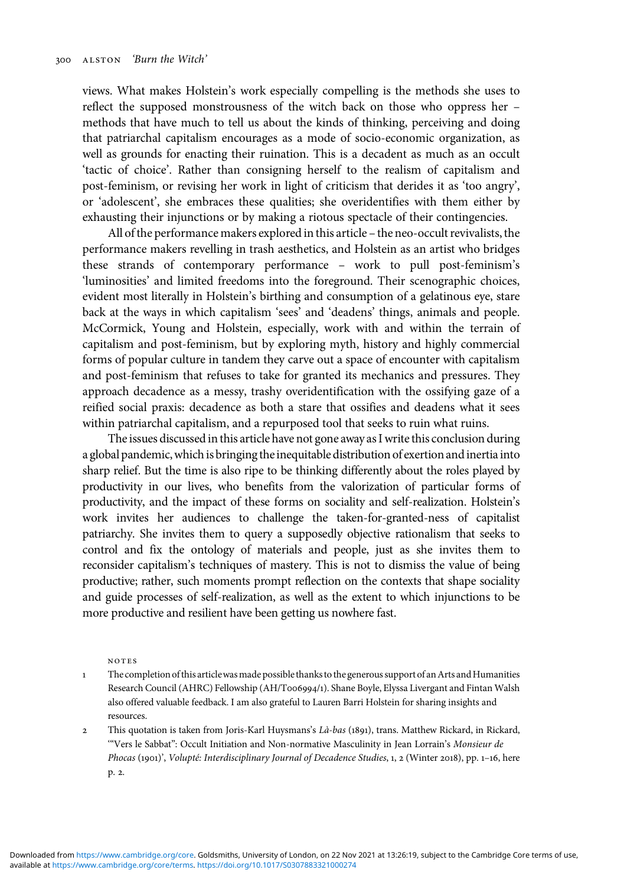views. What makes Holstein's work especially compelling is the methods she uses to reflect the supposed monstrousness of the witch back on those who oppress her – methods that have much to tell us about the kinds of thinking, perceiving and doing that patriarchal capitalism encourages as a mode of socio-economic organization, as well as grounds for enacting their ruination. This is a decadent as much as an occult 'tactic of choice'. Rather than consigning herself to the realism of capitalism and post-feminism, or revising her work in light of criticism that derides it as 'too angry', or 'adolescent', she embraces these qualities; she overidentifies with them either by exhausting their injunctions or by making a riotous spectacle of their contingencies.

All of the performance makers explored in this article – the neo-occult revivalists, the performance makers revelling in trash aesthetics, and Holstein as an artist who bridges these strands of contemporary performance – work to pull post-feminism's 'luminosities' and limited freedoms into the foreground. Their scenographic choices, evident most literally in Holstein's birthing and consumption of a gelatinous eye, stare back at the ways in which capitalism 'sees' and 'deadens' things, animals and people. McCormick, Young and Holstein, especially, work with and within the terrain of capitalism and post-feminism, but by exploring myth, history and highly commercial forms of popular culture in tandem they carve out a space of encounter with capitalism and post-feminism that refuses to take for granted its mechanics and pressures. They approach decadence as a messy, trashy overidentification with the ossifying gaze of a reified social praxis: decadence as both a stare that ossifies and deadens what it sees within patriarchal capitalism, and a repurposed tool that seeks to ruin what ruins.

The issues discussed in this article have not gone away as I write this conclusion during a global pandemic, which is bringing the inequitable distribution of exertion and inertia into sharp relief. But the time is also ripe to be thinking differently about the roles played by productivity in our lives, who benefits from the valorization of particular forms of productivity, and the impact of these forms on sociality and self-realization. Holstein's work invites her audiences to challenge the taken-for-granted-ness of capitalist patriarchy. She invites them to query a supposedly objective rationalism that seeks to control and fix the ontology of materials and people, just as she invites them to reconsider capitalism's techniques of mastery. This is not to dismiss the value of being productive; rather, such moments prompt reflection on the contexts that shape sociality and guide processes of self-realization, as well as the extent to which injunctions to be more productive and resilient have been getting us nowhere fast.

NOTES

1 The completion of this article was made possible thanks to the generous support of an Arts and Humanities Research Council (AHRC) Fellowship (AH/T006994/1). Shane Boyle, Elyssa Livergant and Fintan Walsh also offered valuable feedback. I am also grateful to Lauren Barri Holstein for sharing insights and resources.

2 This quotation is taken from Joris-Karl Huysmans's *Là-bas* (1891), trans. Matthew Rickard, in Rickard, '"Vers le Sabbat": Occult Initiation and Non-normative Masculinity in Jean Lorrain's *Monsieur de Phocas* (1901)', *Volupté: Interdisciplinary Journal of Decadence Studies*, 1, 2 (Winter 2018), pp. 1–16, here p. 2.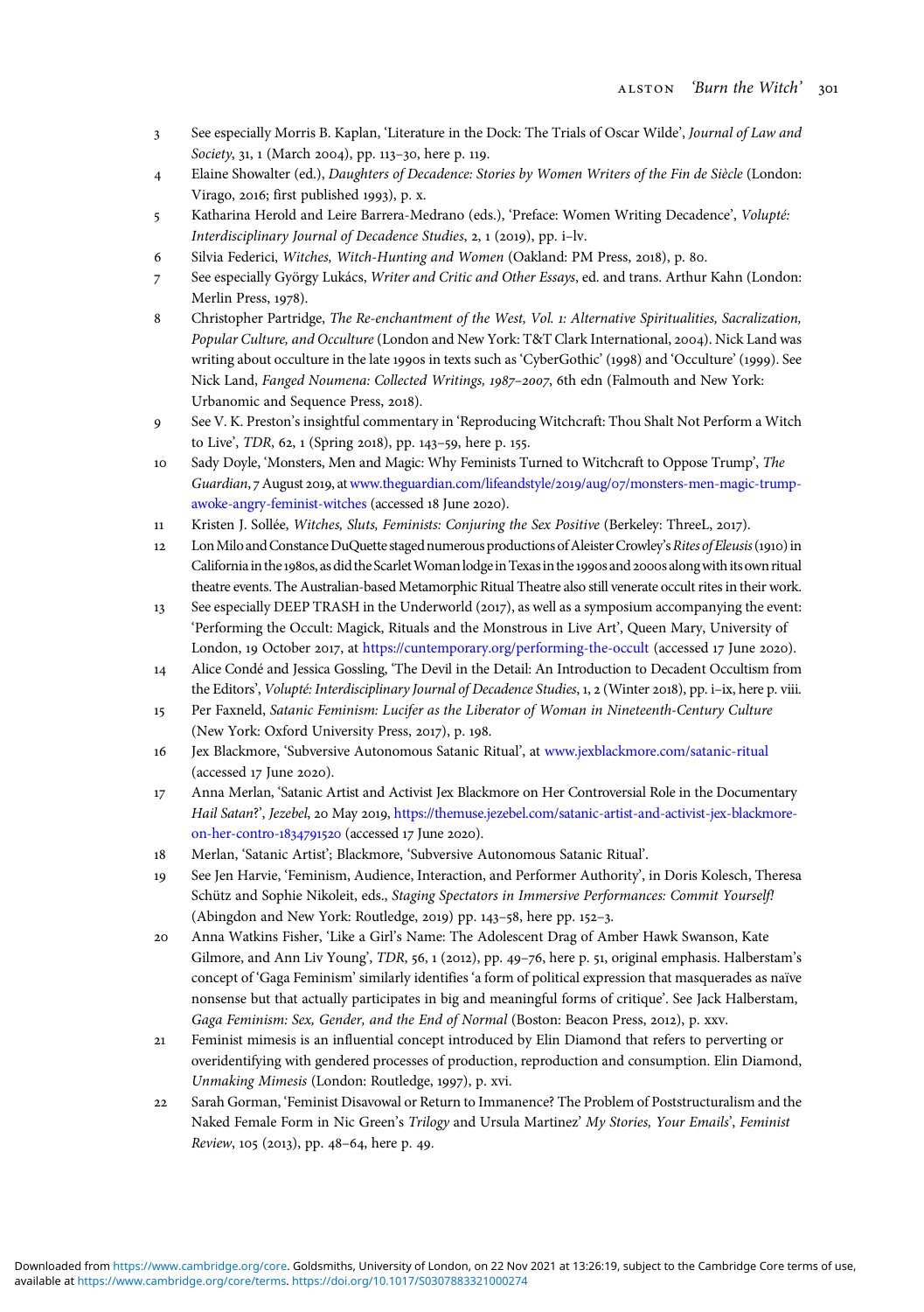3 See especially Morris B. Kaplan, 'Literature in the Dock: The Trials of Oscar Wilde', *Journal of Law and Society*, 31, 1 (March 2004), pp. 113–30, here p. 119.

4 Elaine Showalter (ed.), *Daughters of Decadence: Stories by Women Writers of the Fin de Siècle* (London: Virago, 2016; first published 1993), p. x.

5 Katharina Herold and Leire Barrera-Medrano (eds.), 'Preface: Women Writing Decadence', *Volupté: Interdisciplinary Journal of Decadence Studies*, 2, 1 (2019), pp. i–lv.

6 Silvia Federici, *Witches, Witch-Hunting and Women* (Oakland: PM Press, 2018), p. 80.

7 See especially György Lukács, *Writer and Critic and Other Essays*, ed. and trans. Arthur Kahn (London: Merlin Press, 1978).

8 Christopher Partridge, *The Re-enchantment of the West, Vol. 1: Alternative Spiritualities, Sacralization, Popular Culture, and Occulture* (London and New York: T&T Clark International, 2004). Nick Land was writing about occulture in the late 1990s in texts such as 'CyberGothic' (1998) and 'Occulture' (1999). See Nick Land, *Fanged Noumena: Collected Writings, 1987–2007*, 6th edn (Falmouth and New York: Urbanomic and Sequence Press, 2018).

9 See V. K. Preston's insightful commentary in 'Reproducing Witchcraft: Thou Shalt Not Perform a Witch to Live', *TDR*, 62, 1 (Spring 2018), pp. 143–59, here p. 155.

10 Sady Doyle, 'Monsters, Men and Magic: Why Feminists Turned to Witchcraft to Oppose Trump', *The Guardian*, 7 August 2019, at www.theguardian.com/lifeandstyle/2019/aug/07/monsters-men-magic-trump-awoke-angry-feminist-witches (accessed 18 June 2020).

11 Kristen J. Sollée, *Witches, Sluts, Feminists: Conjuring the Sex Positive* (Berkeley: ThreeL, 2017).

12 Lon Milo and Constance DuQuette staged numerous productions of Aleister Crowley's *Rites of Eleusis* (1910) in California in the 1980s, as did the Scarlet Woman lodge in Texas in the 1990s and 2000s along with its own ritual theatre events. The Australian-based Metamorphic Ritual Theatre also still venerate occult rites in their work.

13 See especially DEEP TRASH in the Underworld (2017), as well as a symposium accompanying the event: 'Performing the Occult: Magick, Rituals and the Monstrous in Live Art', Queen Mary, University of London, 19 October 2017, at https://cuntemporary.org/performing-the-occult (accessed 17 June 2020).

14 Alice Condé and Jessica Gossling, 'The Devil in the Detail: An Introduction to Decadent Occultism from the Editors', *Volupté: Interdisciplinary Journal of Decadence Studies*, 1, 2 (Winter 2018), pp. i–ix, here p. viii.

15 Per Faxneld, *Satanic Feminism: Lucifer as the Liberator of Woman in Nineteenth-Century Culture* (New York: Oxford University Press, 2017), p. 198.

16 Jex Blackmore, 'Subversive Autonomous Satanic Ritual', at www.jexblackmore.com/satanic-ritual (accessed 17 June 2020).

17 Anna Merlan, 'Satanic Artist and Activist Jex Blackmore on Her Controversial Role in the Documentary *Hail Satan*?', *Jezebel*, 20 May 2019, https://themuse.jezebel.com/satanic-artist-and-activist-jex-blackmore-on-her-contro-1834791520 (accessed 17 June 2020).

18 Merlan, 'Satanic Artist'; Blackmore, 'Subversive Autonomous Satanic Ritual'.

19 See Jen Harvie, 'Feminism, Audience, Interaction, and Performer Authority', in Doris Kolesch, Theresa Schütz and Sophie Nikoleit, eds., *Staging Spectators in Immersive Performances: Commit Yourself!* (Abingdon and New York: Routledge, 2019) pp. 143–58, here pp. 152–3.

20 Anna Watkins Fisher, 'Like a Girl's Name: The Adolescent Drag of Amber Hawk Swanson, Kate Gilmore, and Ann Liv Young', *TDR*, 56, 1 (2012), pp. 49–76, here p. 51, original emphasis. Halberstam's concept of 'Gaga Feminism' similarly identifies 'a form of political expression that masquerades as naïve nonsense but that actually participates in big and meaningful forms of critique'. See Jack Halberstam, *Gaga Feminism: Sex, Gender, and the End of Normal* (Boston: Beacon Press, 2012), p. xxv.

21 Feminist mimesis is an influential concept introduced by Elin Diamond that refers to perverting or overidentifying with gendered processes of production, reproduction and consumption. Elin Diamond, *Unmaking Mimesis* (London: Routledge, 1997), p. xvi.

22 Sarah Gorman, 'Feminist Disavowal or Return to Immanence? The Problem of Poststructuralism and the Naked Female Form in Nic Green's *Trilogy* and Ursula Martinez' *My Stories, Your Emails*', *Feminist Review*, 105 (2013), pp. 48–64, here p. 49.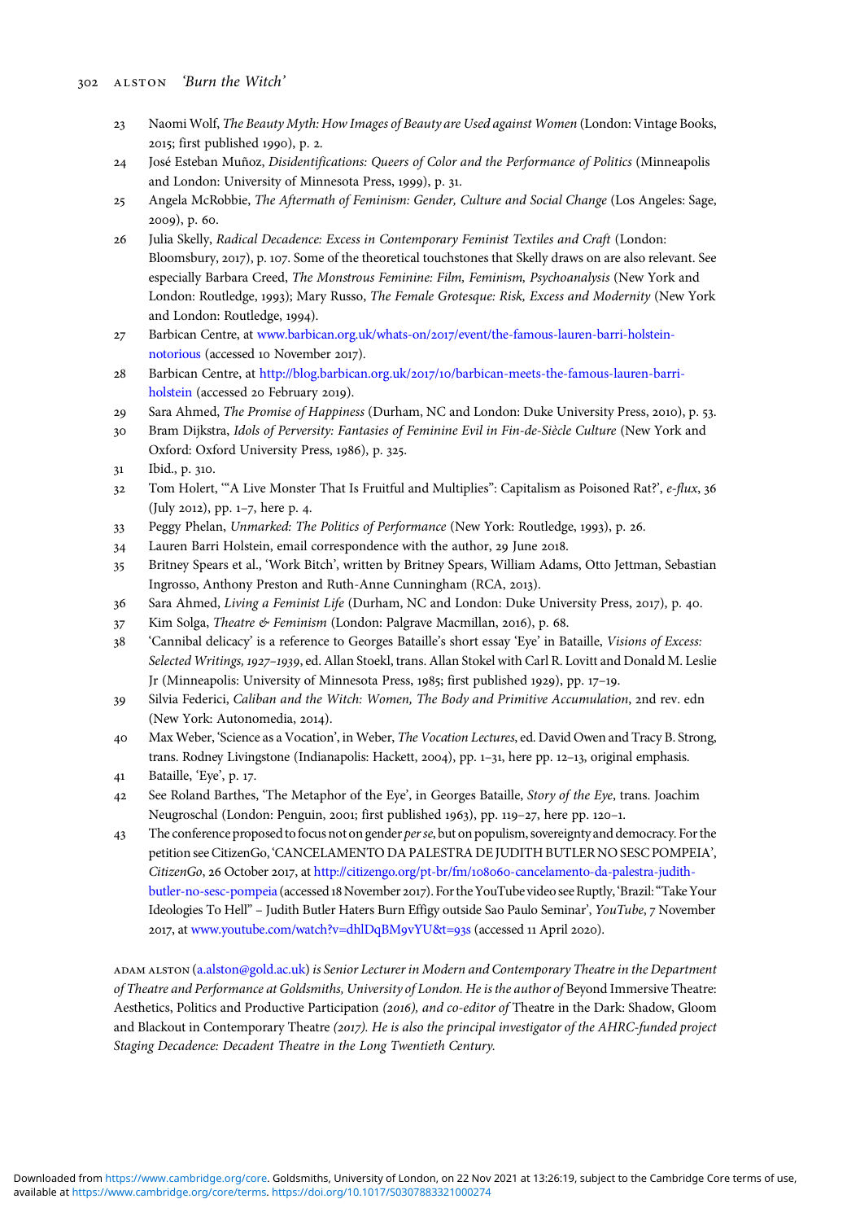23 Naomi Wolf, *The Beauty Myth: How Images of Beauty are Used against Women* (London: Vintage Books, 2015; first published 1990), p. 2.

24 José Esteban Muñoz, *Disidentifications: Queers of Color and the Performance of Politics* (Minneapolis and London: University of Minnesota Press, 1999), p. 31.

25 Angela McRobbie, *The Aftermath of Feminism: Gender, Culture and Social Change* (Los Angeles: Sage, 2009), p. 60.

26 Julia Skelly, *Radical Decadence: Excess in Contemporary Feminist Textiles and Craft* (London: Bloomsbury, 2017), p. 107. Some of the theoretical touchstones that Skelly draws on are also relevant. See especially Barbara Creed, *The Monstrous Feminine: Film, Feminism, Psychoanalysis* (New York and London: Routledge, 1993); Mary Russo, *The Female Grotesque: Risk, Excess and Modernity* (New York and London: Routledge, 1994).

27 Barbican Centre, at www.barbican.org.uk/whats-on/2017/event/the-famous-lauren-barri-holstein-notorious (accessed 10 November 2017).

28 Barbican Centre, at http://blog.barbican.org.uk/2017/10/barbican-meets-the-famous-lauren-barri-holstein (accessed 20 February 2019).

29 Sara Ahmed, *The Promise of Happiness* (Durham, NC and London: Duke University Press, 2010), p. 53.

30 Bram Dijkstra, *Idols of Perversity: Fantasies of Feminine Evil in Fin-de-Siècle Culture* (New York and Oxford: Oxford University Press, 1986), p. 325.

31 Ibid., p. 310.

32 Tom Holert, '"A Live Monster That Is Fruitful and Multiplies": Capitalism as Poisoned Rat?', *e-flux*, 36 (July 2012), pp. 1–7, here p. 4.

33 Peggy Phelan, *Unmarked: The Politics of Performance* (New York: Routledge, 1993), p. 26.

34 Lauren Barri Holstein, email correspondence with the author, 29 June 2018.

35 Britney Spears et al., 'Work Bitch', written by Britney Spears, William Adams, Otto Jettman, Sebastian Ingrosso, Anthony Preston and Ruth-Anne Cunningham (RCA, 2013).

36 Sara Ahmed, *Living a Feminist Life* (Durham, NC and London: Duke University Press, 2017), p. 40.

37 Kim Solga, *Theatre & Feminism* (London: Palgrave Macmillan, 2016), p. 68.

38 'Cannibal delicacy' is a reference to Georges Bataille's short essay 'Eye' in Bataille, *Visions of Excess: Selected Writings, 1927–1939*, ed. Allan Stoekl, trans. Allan Stokel with Carl R. Lovitt and Donald M. Leslie Jr (Minneapolis: University of Minnesota Press, 1985; first published 1929), pp. 17–19.

39 Silvia Federici, *Caliban and the Witch: Women, The Body and Primitive Accumulation*, 2nd rev. edn (New York: Autonomedia, 2014).

40 Max Weber, 'Science as a Vocation', in Weber, *The Vocation Lectures*, ed. David Owen and Tracy B. Strong, trans. Rodney Livingstone (Indianapolis: Hackett, 2004), pp. 1–31, here pp. 12–13, original emphasis.

41 Bataille, 'Eye', p. 17.

42 See Roland Barthes, 'The Metaphor of the Eye', in Georges Bataille, *Story of the Eye*, trans. Joachim Neugroschal (London: Penguin, 2001; first published 1963), pp. 119–27, here pp. 120–1.

43 The conference proposed to focus not on gender *per se*, but on populism, sovereignty and democracy. For the petition see CitizenGo, 'CANCELAMENTO DA PALESTRA DE JUDITH BUTLER NO SESC POMPEIA', *CitizenGo*, 26 October 2017, at http://citizengo.org/pt-br/fm/108060-cancelamento-da-palestra-judith-butler-no-sesc-pompeia (accessed 18 November 2017). For the YouTube video see Ruptly, 'Brazil: "Take Your Ideologies To Hell" – Judith Butler Haters Burn Effigy outside Sao Paulo Seminar', *YouTube*, 7 November 2017, at www.youtube.com/watch?v=dhlDqBM9vYU&t=93s (accessed 11 April 2020).

ADAM ALSTON (a.alston@gold.ac.uk) *is Senior Lecturer in Modern and Contemporary Theatre in the Department of Theatre and Performance at Goldsmiths, University of London. He is the author of* Beyond Immersive Theatre: Aesthetics, Politics and Productive Participation *(2016), and co-editor of* Theatre in the Dark: Shadow, Gloom and Blackout in Contemporary Theatre *(2017). He is also the principal investigator of the AHRC-funded project Staging Decadence: Decadent Theatre in the Long Twentieth Century.*